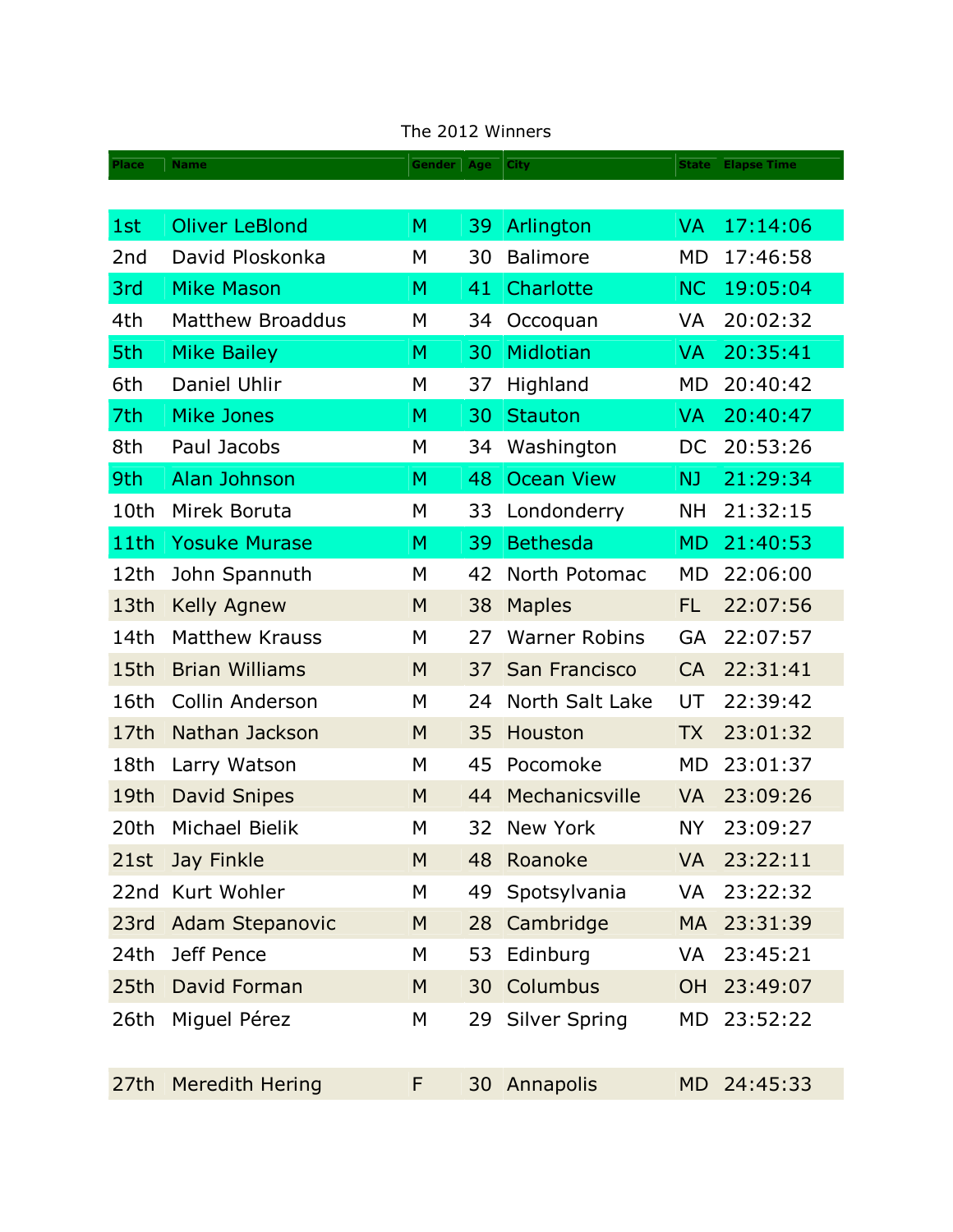The 2012 Winners

| Place | Name | Gender | Age | City | State | Elapse Time |
|---|---|---|---|---|---|---|
| 1st | Oliver LeBlond | M | 39 | Arlington | VA | 17:14:06 |
| 2nd | David Ploskonka | M | 30 | Balimore | MD | 17:46:58 |
| 3rd | Mike Mason | M | 41 | Charlotte | NC | 19:05:04 |
| 4th | Matthew Broaddus | M | 34 | Occoquan | VA | 20:02:32 |
| 5th | Mike Bailey | M | 30 | Midlotian | VA | 20:35:41 |
| 6th | Daniel Uhlir | M | 37 | Highland | MD | 20:40:42 |
| 7th | Mike Jones | M | 30 | Stauton | VA | 20:40:47 |
| 8th | Paul Jacobs | M | 34 | Washington | DC | 20:53:26 |
| 9th | Alan Johnson | M | 48 | Ocean View | NJ | 21:29:34 |
| 10th | Mirek Boruta | M | 33 | Londonderry | NH | 21:32:15 |
| 11th | Yosuke Murase | M | 39 | Bethesda | MD | 21:40:53 |
| 12th | John Spannuth | M | 42 | North Potomac | MD | 22:06:00 |
| 13th | Kelly Agnew | M | 38 | Maples | FL | 22:07:56 |
| 14th | Matthew Krauss | M | 27 | Warner Robins | GA | 22:07:57 |
| 15th | Brian Williams | M | 37 | San Francisco | CA | 22:31:41 |
| 16th | Collin Anderson | M | 24 | North Salt Lake | UT | 22:39:42 |
| 17th | Nathan Jackson | M | 35 | Houston | TX | 23:01:32 |
| 18th | Larry Watson | M | 45 | Pocomoke | MD | 23:01:37 |
| 19th | David Snipes | M | 44 | Mechanicsville | VA | 23:09:26 |
| 20th | Michael Bielik | M | 32 | New York | NY | 23:09:27 |
| 21st | Jay Finkle | M | 48 | Roanoke | VA | 23:22:11 |
| 22nd | Kurt Wohler | M | 49 | Spotsylvania | VA | 23:22:32 |
| 23rd | Adam Stepanovic | M | 28 | Cambridge | MA | 23:31:39 |
| 24th | Jeff Pence | M | 53 | Edinburg | VA | 23:45:21 |
| 25th | David Forman | M | 30 | Columbus | OH | 23:49:07 |
| 26th | Miguel Pérez | M | 29 | Silver Spring | MD | 23:52:22 |
| 27th | Meredith Hering | F | 30 | Annapolis | MD | 24:45:33 |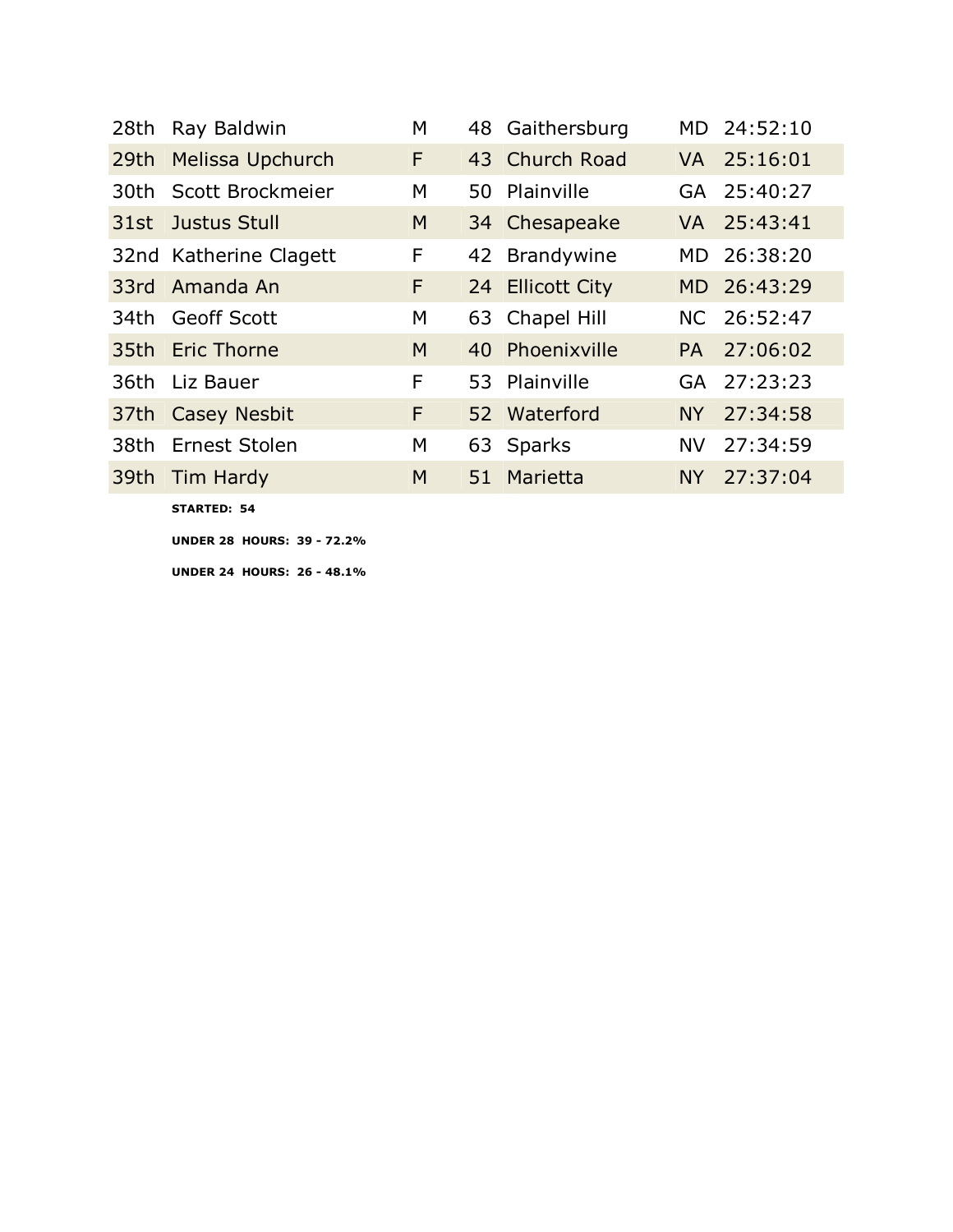| | | | | | | |
|---|---|---|---|---|---|---|
| 28th | Ray Baldwin | M | 48 | Gaithersburg | MD | 24:52:10 |
| 29th | Melissa Upchurch | F | 43 | Church Road | VA | 25:16:01 |
| 30th | Scott Brockmeier | M | 50 | Plainville | GA | 25:40:27 |
| 31st | Justus Stull | M | 34 | Chesapeake | VA | 25:43:41 |
| 32nd | Katherine Clagett | F | 42 | Brandywine | MD | 26:38:20 |
| 33rd | Amanda An | F | 24 | Ellicott City | MD | 26:43:29 |
| 34th | Geoff Scott | M | 63 | Chapel Hill | NC | 26:52:47 |
| 35th | Eric Thorne | M | 40 | Phoenixville | PA | 27:06:02 |
| 36th | Liz Bauer | F | 53 | Plainville | GA | 27:23:23 |
| 37th | Casey Nesbit | F | 52 | Waterford | NY | 27:34:58 |
| 38th | Ernest Stolen | M | 63 | Sparks | NV | 27:34:59 |
| 39th | Tim Hardy | M | 51 | Marietta | NY | 27:37:04 |

**STARTED: 54**

**UNDER 28 HOURS: 39 - 72.2%**

**UNDER 24 HOURS: 26 - 48.1%**